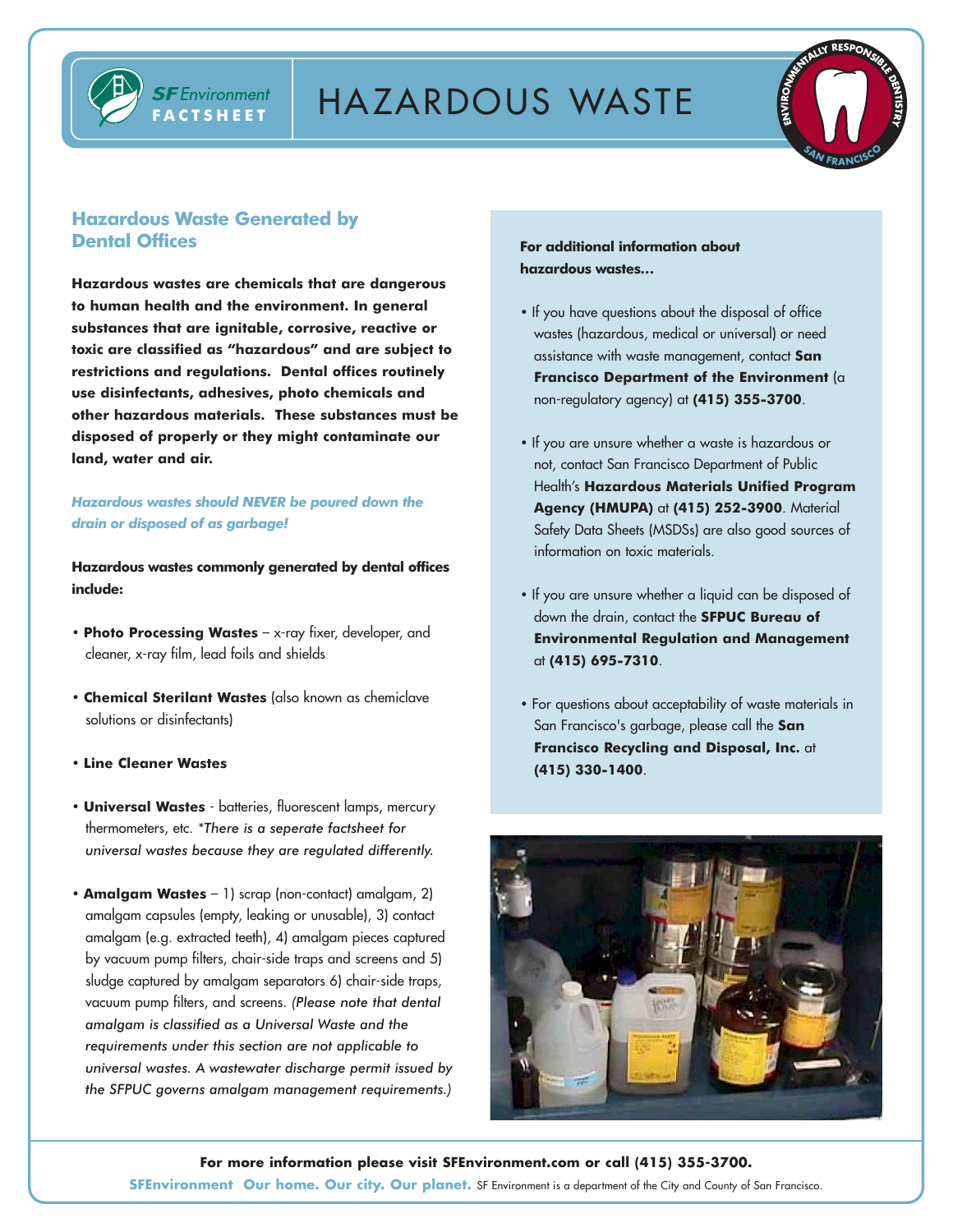# HAZARDOUS WASTE

SF Environment FACTSHEET

## Hazardous Waste Generated by Dental Offices

**Hazardous wastes are chemicals that are dangerous to human health and the environment. In general substances that are ignitable, corrosive, reactive or toxic are classified as "hazardous" and are subject to restrictions and regulations. Dental offices routinely use disinfectants, adhesives, photo chemicals and other hazardous materials. These substances must be disposed of properly or they might contaminate our land, water and air.**

***Hazardous wastes should NEVER be poured down the drain or disposed of as garbage!***

**Hazardous wastes commonly generated by dental offices include:**

- **Photo Processing Wastes** – x-ray fixer, developer, and cleaner, x-ray film, lead foils and shields
- **Chemical Sterilant Wastes** (also known as chemiclave solutions or disinfectants)
- **Line Cleaner Wastes**
- **Universal Wastes** - batteries, fluorescent lamps, mercury thermometers, etc. *\*There is a seperate factsheet for universal wastes because they are regulated differently.*
- **Amalgam Wastes** – 1) scrap (non-contact) amalgam, 2) amalgam capsules (empty, leaking or unusable), 3) contact amalgam (e.g. extracted teeth), 4) amalgam pieces captured by vacuum pump filters, chair-side traps and screens and 5) sludge captured by amalgam separators 6) chair-side traps, vacuum pump filters, and screens. *(Please note that dental amalgam is classified as a Universal Waste and the requirements under this section are not applicable to universal wastes. A wastewater discharge permit issued by the SFPUC governs amalgam management requirements.)*

**For additional information about hazardous wastes...**

- If you have questions about the disposal of office wastes (hazardous, medical or universal) or need assistance with waste management, contact **San Francisco Department of the Environment** (a non-regulatory agency) at **(415) 355-3700**.
- If you are unsure whether a waste is hazardous or not, contact San Francisco Department of Public Health's **Hazardous Materials Unified Program Agency (HMUPA)** at **(415) 252-3900**. Material Safety Data Sheets (MSDSs) are also good sources of information on toxic materials.
- If you are unsure whether a liquid can be disposed of down the drain, contact the **SFPUC Bureau of Environmental Regulation and Management** at **(415) 695-7310**.
- For questions about acceptability of waste materials in San Francisco's garbage, please call the **San Francisco Recycling and Disposal, Inc.** at **(415) 330-1400**.

**For more information please visit SFEnvironment.com or call (415) 355-3700.**

**SFEnvironment Our home. Our city. Our planet.** SF Environment is a department of the City and County of San Francisco.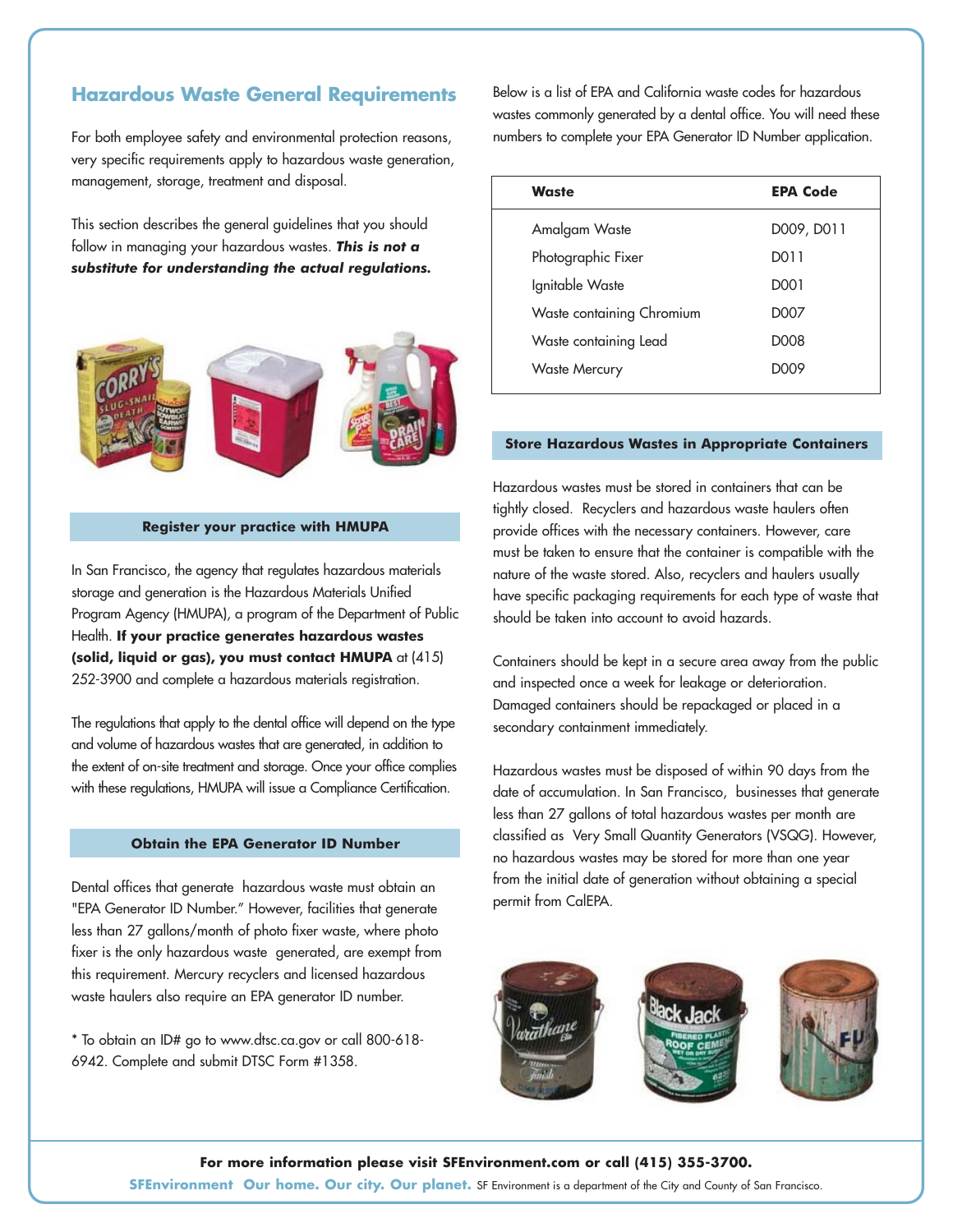## Hazardous Waste General Requirements

For both employee safety and environmental protection reasons, very specific requirements apply to hazardous waste generation, management, storage, treatment and disposal.

This section describes the general guidelines that you should follow in managing your hazardous wastes. ***This is not a substitute for understanding the actual regulations.***

### Register your practice with HMUPA

In San Francisco, the agency that regulates hazardous materials storage and generation is the Hazardous Materials Unified Program Agency (HMUPA), a program of the Department of Public Health. **If your practice generates hazardous wastes (solid, liquid or gas), you must contact HMUPA** at (415) 252-3900 and complete a hazardous materials registration.

The regulations that apply to the dental office will depend on the type and volume of hazardous wastes that are generated, in addition to the extent of on-site treatment and storage. Once your office complies with these regulations, HMUPA will issue a Compliance Certification.

### Obtain the EPA Generator ID Number

Dental offices that generate hazardous waste must obtain an "EPA Generator ID Number." However, facilities that generate less than 27 gallons/month of photo fixer waste, where photo fixer is the only hazardous waste generated, are exempt from this requirement. Mercury recyclers and licensed hazardous waste haulers also require an EPA generator ID number.

* To obtain an ID# go to www.dtsc.ca.gov or call 800-618-6942. Complete and submit DTSC Form #1358.

Below is a list of EPA and California waste codes for hazardous wastes commonly generated by a dental office. You will need these numbers to complete your EPA Generator ID Number application.

| Waste | EPA Code |
|---|---|
| Amalgam Waste | D009, D011 |
| Photographic Fixer | D011 |
| Ignitable Waste | D001 |
| Waste containing Chromium | D007 |
| Waste containing Lead | D008 |
| Waste Mercury | D009 |

### Store Hazardous Wastes in Appropriate Containers

Hazardous wastes must be stored in containers that can be tightly closed. Recyclers and hazardous waste haulers often provide offices with the necessary containers. However, care must be taken to ensure that the container is compatible with the nature of the waste stored. Also, recyclers and haulers usually have specific packaging requirements for each type of waste that should be taken into account to avoid hazards.

Containers should be kept in a secure area away from the public and inspected once a week for leakage or deterioration. Damaged containers should be repackaged or placed in a secondary containment immediately.

Hazardous wastes must be disposed of within 90 days from the date of accumulation. In San Francisco, businesses that generate less than 27 gallons of total hazardous wastes per month are classified as Very Small Quantity Generators (VSQG). However, no hazardous wastes may be stored for more than one year from the initial date of generation without obtaining a special permit from CalEPA.

**For more information please visit SFEnvironment.com or call (415) 355-3700.**

**SFEnvironment Our home. Our city. Our planet.** SF Environment is a department of the City and County of San Francisco.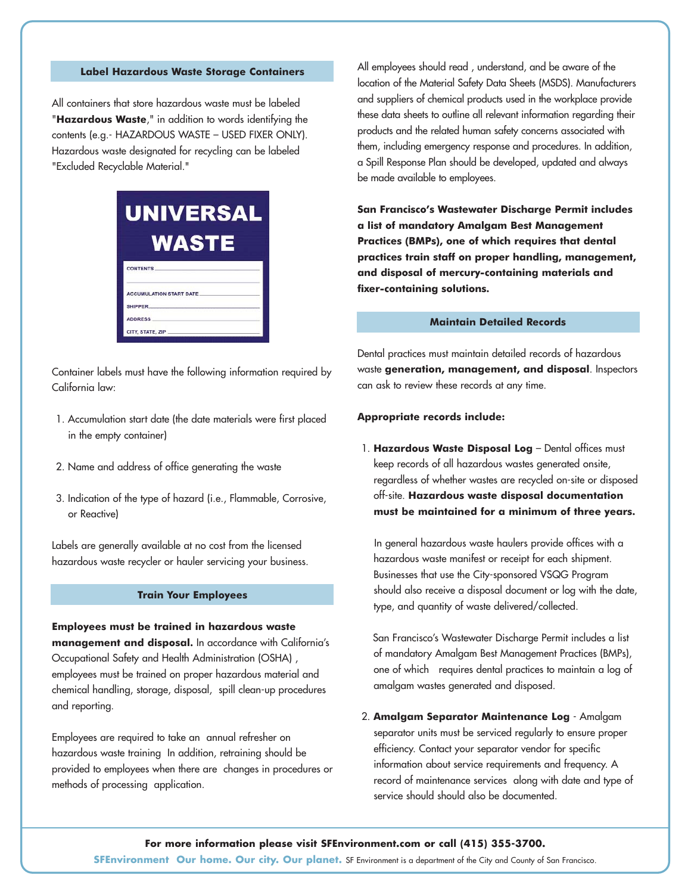## Label Hazardous Waste Storage Containers

All containers that store hazardous waste must be labeled "**Hazardous Waste**," in addition to words identifying the contents (e.g.- HAZARDOUS WASTE – USED FIXER ONLY). Hazardous waste designated for recycling can be labeled "Excluded Recyclable Material."

UNIVERSAL WASTE

CONTENTS ____________

ACCUMULATION START DATE ____________

SHIPPER ____________

ADDRESS ____________

CITY, STATE, ZIP ____________

Container labels must have the following information required by California law:

1. Accumulation start date (the date materials were first placed in the empty container)
2. Name and address of office generating the waste
3. Indication of the type of hazard (i.e., Flammable, Corrosive, or Reactive)

Labels are generally available at no cost from the licensed hazardous waste recycler or hauler servicing your business.

## Train Your Employees

**Employees must be trained in hazardous waste management and disposal.** In accordance with California's Occupational Safety and Health Administration (OSHA) , employees must be trained on proper hazardous material and chemical handling, storage, disposal, spill clean-up procedures and reporting.

Employees are required to take an annual refresher on hazardous waste training In addition, retraining should be provided to employees when there are changes in procedures or methods of processing application.

All employees should read , understand, and be aware of the location of the Material Safety Data Sheets (MSDS). Manufacturers and suppliers of chemical products used in the workplace provide these data sheets to outline all relevant information regarding their products and the related human safety concerns associated with them, including emergency response and procedures. In addition, a Spill Response Plan should be developed, updated and always be made available to employees.

**San Francisco's Wastewater Discharge Permit includes a list of mandatory Amalgam Best Management Practices (BMPs), one of which requires that dental practices train staff on proper handling, management, and disposal of mercury-containing materials and fixer-containing solutions.**

## Maintain Detailed Records

Dental practices must maintain detailed records of hazardous waste **generation, management, and disposal**. Inspectors can ask to review these records at any time.

**Appropriate records include:**

1. **Hazardous Waste Disposal Log** – Dental offices must keep records of all hazardous wastes generated onsite, regardless of whether wastes are recycled on-site or disposed off-site. **Hazardous waste disposal documentation must be maintained for a minimum of three years.**

   In general hazardous waste haulers provide offices with a hazardous waste manifest or receipt for each shipment. Businesses that use the City-sponsored VSQG Program should also receive a disposal document or log with the date, type, and quantity of waste delivered/collected.

   San Francisco's Wastewater Discharge Permit includes a list of mandatory Amalgam Best Management Practices (BMPs), one of which requires dental practices to maintain a log of amalgam wastes generated and disposed.

2. **Amalgam Separator Maintenance Log** - Amalgam separator units must be serviced regularly to ensure proper efficiency. Contact your separator vendor for specific information about service requirements and frequency. A record of maintenance services along with date and type of service should should also be documented.

**For more information please visit SFEnvironment.com or call (415) 355-3700.**

**SFEnvironment Our home. Our city. Our planet.** SF Environment is a department of the City and County of San Francisco.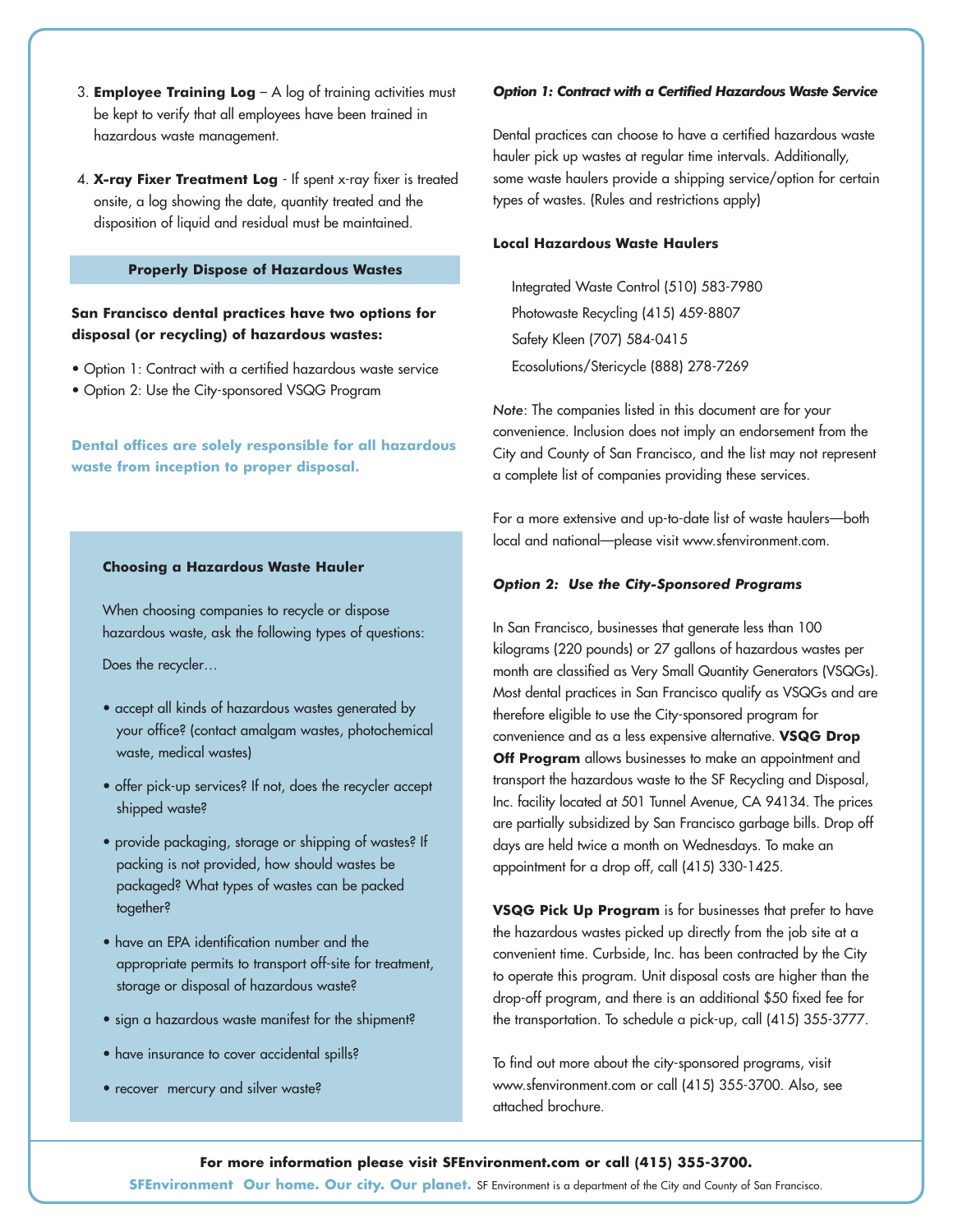3. **Employee Training Log** – A log of training activities must be kept to verify that all employees have been trained in hazardous waste management.

4. **X-ray Fixer Treatment Log** - If spent x-ray fixer is treated onsite, a log showing the date, quantity treated and the disposition of liquid and residual must be maintained.

## Properly Dispose of Hazardous Wastes

**San Francisco dental practices have two options for disposal (or recycling) of hazardous wastes:**

- Option 1: Contract with a certified hazardous waste service
- Option 2: Use the City-sponsored VSQG Program

**Dental offices are solely responsible for all hazardous waste from inception to proper disposal.**

### Choosing a Hazardous Waste Hauler

When choosing companies to recycle or dispose hazardous waste, ask the following types of questions:

Does the recycler…

- accept all kinds of hazardous wastes generated by your office? (contact amalgam wastes, photochemical waste, medical wastes)
- offer pick-up services? If not, does the recycler accept shipped waste?
- provide packaging, storage or shipping of wastes? If packing is not provided, how should wastes be packaged? What types of wastes can be packed together?
- have an EPA identification number and the appropriate permits to transport off-site for treatment, storage or disposal of hazardous waste?
- sign a hazardous waste manifest for the shipment?
- have insurance to cover accidental spills?
- recover mercury and silver waste?

***Option 1: Contract with a Certified Hazardous Waste Service***

Dental practices can choose to have a certified hazardous waste hauler pick up wastes at regular time intervals. Additionally, some waste haulers provide a shipping service/option for certain types of wastes. (Rules and restrictions apply)

**Local Hazardous Waste Haulers**

Integrated Waste Control (510) 583-7980
Photowaste Recycling (415) 459-8807
Safety Kleen (707) 584-0415
Ecosolutions/Stericycle (888) 278-7269

*Note*: The companies listed in this document are for your convenience. Inclusion does not imply an endorsement from the City and County of San Francisco, and the list may not represent a complete list of companies providing these services.

For a more extensive and up-to-date list of waste haulers—both local and national—please visit www.sfenvironment.com.

***Option 2: Use the City-Sponsored Programs***

In San Francisco, businesses that generate less than 100 kilograms (220 pounds) or 27 gallons of hazardous wastes per month are classified as Very Small Quantity Generators (VSQGs). Most dental practices in San Francisco qualify as VSQGs and are therefore eligible to use the City-sponsored program for convenience and as a less expensive alternative. **VSQG Drop Off Program** allows businesses to make an appointment and transport the hazardous waste to the SF Recycling and Disposal, Inc. facility located at 501 Tunnel Avenue, CA 94134. The prices are partially subsidized by San Francisco garbage bills. Drop off days are held twice a month on Wednesdays. To make an appointment for a drop off, call (415) 330-1425.

**VSQG Pick Up Program** is for businesses that prefer to have the hazardous wastes picked up directly from the job site at a convenient time. Curbside, Inc. has been contracted by the City to operate this program. Unit disposal costs are higher than the drop-off program, and there is an additional $50 fixed fee for the transportation. To schedule a pick-up, call (415) 355-3777.

To find out more about the city-sponsored programs, visit www.sfenvironment.com or call (415) 355-3700. Also, see attached brochure.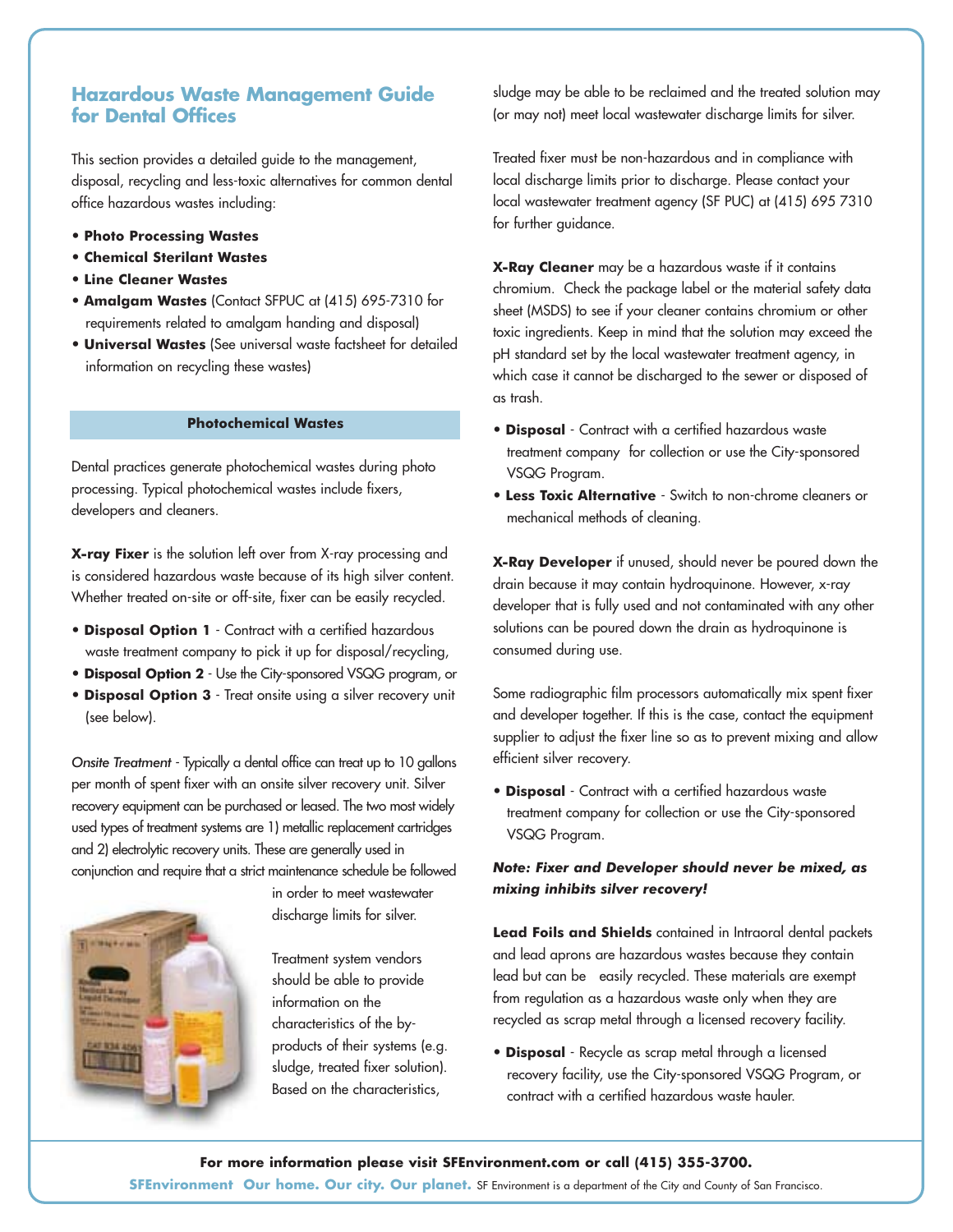## Hazardous Waste Management Guide for Dental Offices

This section provides a detailed guide to the management, disposal, recycling and less-toxic alternatives for common dental office hazardous wastes including:

- **Photo Processing Wastes**
- **Chemical Sterilant Wastes**
- **Line Cleaner Wastes**
- **Amalgam Wastes** (Contact SFPUC at (415) 695-7310 for requirements related to amalgam handing and disposal)
- **Universal Wastes** (See universal waste factsheet for detailed information on recycling these wastes)

### Photochemical Wastes

Dental practices generate photochemical wastes during photo processing. Typical photochemical wastes include fixers, developers and cleaners.

**X-ray Fixer** is the solution left over from X-ray processing and is considered hazardous waste because of its high silver content. Whether treated on-site or off-site, fixer can be easily recycled.

- **Disposal Option 1** - Contract with a certified hazardous waste treatment company to pick it up for disposal/recycling,
- **Disposal Option 2** - Use the City-sponsored VSQG program, or
- **Disposal Option 3** - Treat onsite using a silver recovery unit (see below).

*Onsite Treatment* - Typically a dental office can treat up to 10 gallons per month of spent fixer with an onsite silver recovery unit. Silver recovery equipment can be purchased or leased. The two most widely used types of treatment systems are 1) metallic replacement cartridges and 2) electrolytic recovery units. These are generally used in conjunction and require that a strict maintenance schedule be followed in order to meet wastewater discharge limits for silver.

Treatment system vendors should be able to provide information on the characteristics of the by-products of their systems (e.g. sludge, treated fixer solution). Based on the characteristics, sludge may be able to be reclaimed and the treated solution may (or may not) meet local wastewater discharge limits for silver.

Treated fixer must be non-hazardous and in compliance with local discharge limits prior to discharge. Please contact your local wastewater treatment agency (SF PUC) at (415) 695 7310 for further guidance.

**X-Ray Cleaner** may be a hazardous waste if it contains chromium. Check the package label or the material safety data sheet (MSDS) to see if your cleaner contains chromium or other toxic ingredients. Keep in mind that the solution may exceed the pH standard set by the local wastewater treatment agency, in which case it cannot be discharged to the sewer or disposed of as trash.

- **Disposal** - Contract with a certified hazardous waste treatment company for collection or use the City-sponsored VSQG Program.
- **Less Toxic Alternative** - Switch to non-chrome cleaners or mechanical methods of cleaning.

**X-Ray Developer** if unused, should never be poured down the drain because it may contain hydroquinone. However, x-ray developer that is fully used and not contaminated with any other solutions can be poured down the drain as hydroquinone is consumed during use.

Some radiographic film processors automatically mix spent fixer and developer together. If this is the case, contact the equipment supplier to adjust the fixer line so as to prevent mixing and allow efficient silver recovery.

- **Disposal** - Contract with a certified hazardous waste treatment company for collection or use the City-sponsored VSQG Program.

***Note: Fixer and Developer should never be mixed, as mixing inhibits silver recovery!***

**Lead Foils and Shields** contained in Intraoral dental packets and lead aprons are hazardous wastes because they contain lead but can be easily recycled. These materials are exempt from regulation as a hazardous waste only when they are recycled as scrap metal through a licensed recovery facility.

- **Disposal** - Recycle as scrap metal through a licensed recovery facility, use the City-sponsored VSQG Program, or contract with a certified hazardous waste hauler.

**For more information please visit SFEnvironment.com or call (415) 355-3700.**

**SFEnvironment Our home. Our city. Our planet.** SF Environment is a department of the City and County of San Francisco.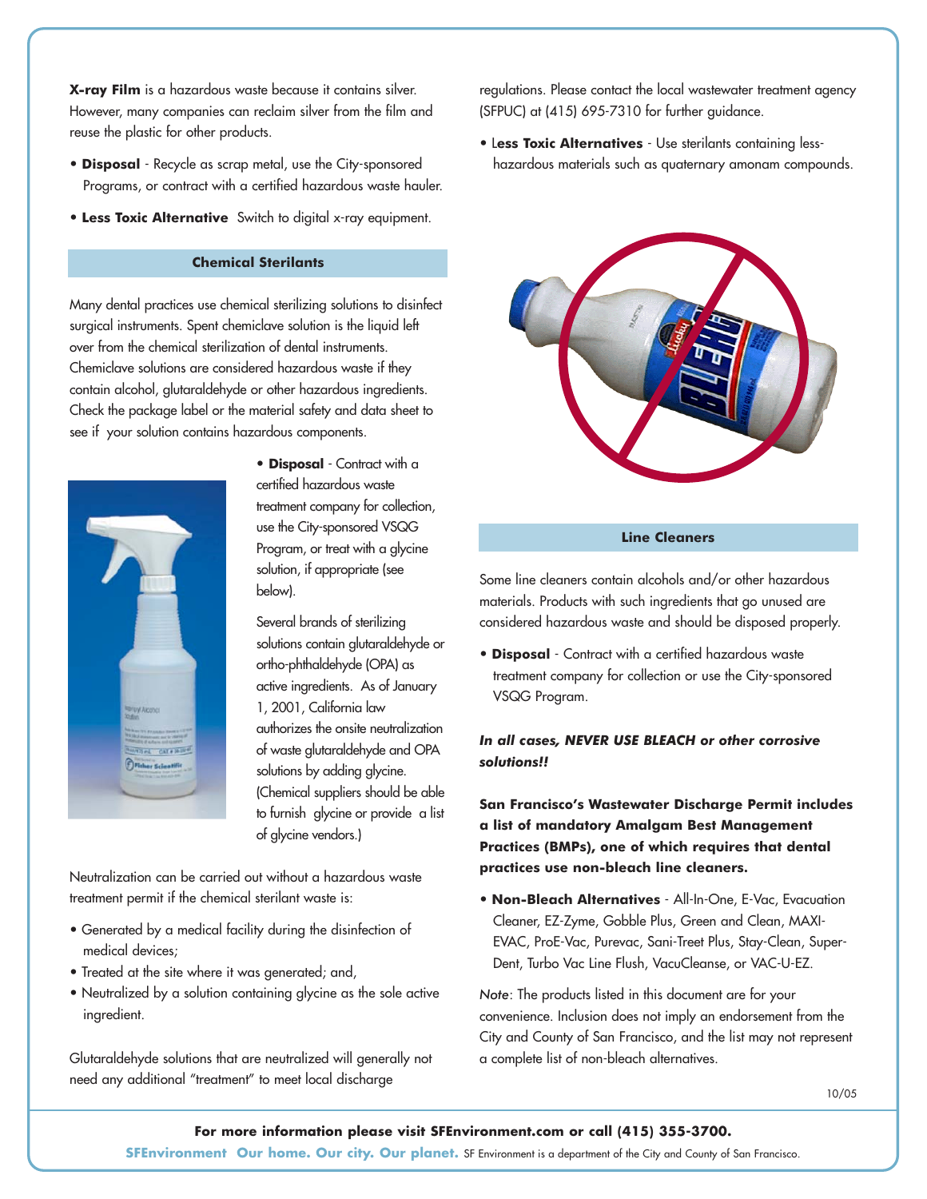**X-ray Film** is a hazardous waste because it contains silver. However, many companies can reclaim silver from the film and reuse the plastic for other products.

- **Disposal** - Recycle as scrap metal, use the City-sponsored Programs, or contract with a certified hazardous waste hauler.
- **Less Toxic Alternative** Switch to digital x-ray equipment.

## Chemical Sterilants

Many dental practices use chemical sterilizing solutions to disinfect surgical instruments. Spent chemiclave solution is the liquid left over from the chemical sterilization of dental instruments. Chemiclave solutions are considered hazardous waste if they contain alcohol, glutaraldehyde or other hazardous ingredients. Check the package label or the material safety and data sheet to see if your solution contains hazardous components.

- **Disposal** - Contract with a certified hazardous waste treatment company for collection, use the City-sponsored VSQG Program, or treat with a glycine solution, if appropriate (see below).

Several brands of sterilizing solutions contain glutaraldehyde or ortho-phthaldehyde (OPA) as active ingredients. As of January 1, 2001, California law authorizes the onsite neutralization of waste glutaraldehyde and OPA solutions by adding glycine. (Chemical suppliers should be able to furnish glycine or provide a list of glycine vendors.)

Neutralization can be carried out without a hazardous waste treatment permit if the chemical sterilant waste is:

- Generated by a medical facility during the disinfection of medical devices;
- Treated at the site where it was generated; and,
- Neutralized by a solution containing glycine as the sole active ingredient.

Glutaraldehyde solutions that are neutralized will generally not need any additional "treatment" to meet local discharge regulations. Please contact the local wastewater treatment agency (SFPUC) at (415) 695-7310 for further guidance.

- **Less Toxic Alternatives** - Use sterilants containing less-hazardous materials such as quaternary amonam compounds.

## Line Cleaners

Some line cleaners contain alcohols and/or other hazardous materials. Products with such ingredients that go unused are considered hazardous waste and should be disposed properly.

- **Disposal** - Contract with a certified hazardous waste treatment company for collection or use the City-sponsored VSQG Program.

***In all cases, NEVER USE BLEACH or other corrosive solutions!!***

**San Francisco's Wastewater Discharge Permit includes a list of mandatory Amalgam Best Management Practices (BMPs), one of which requires that dental practices use non-bleach line cleaners.**

- **Non-Bleach Alternatives** - All-In-One, E-Vac, Evacuation Cleaner, EZ-Zyme, Gobble Plus, Green and Clean, MAXI-EVAC, ProE-Vac, Purevac, Sani-Treet Plus, Stay-Clean, Super-Dent, Turbo Vac Line Flush, VacuCleanse, or VAC-U-EZ.

*Note*: The products listed in this document are for your convenience. Inclusion does not imply an endorsement from the City and County of San Francisco, and the list may not represent a complete list of non-bleach alternatives.

10/05

**For more information please visit SFEnvironment.com or call (415) 355-3700.**

**SFEnvironment Our home. Our city. Our planet.** SF Environment is a department of the City and County of San Francisco.